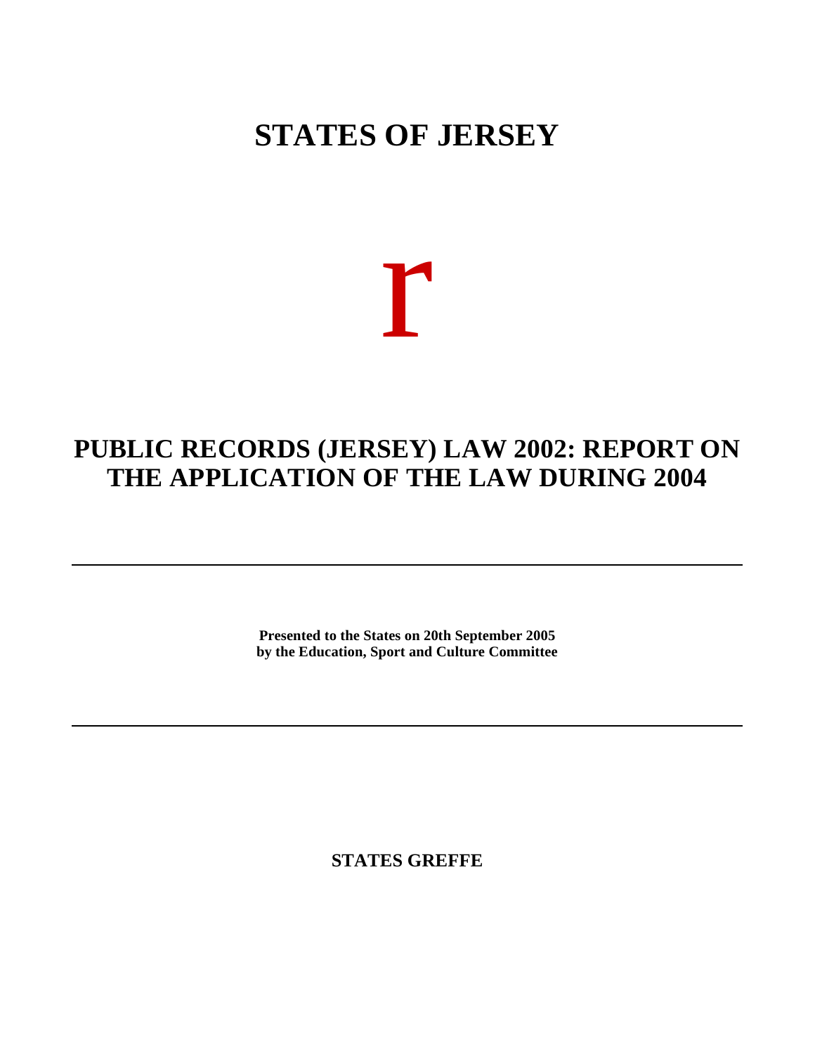# STATES OF JERSEY

r

## PUBLIC RECORDS (JERSEY) LAW 2002: REPORT ON THE APPLICATION OF THE LAW DURING 2004

---

**Presented to the States on 20th September 2005**
**by the Education, Sport and Culture Committee**

---

**STATES GREFFE**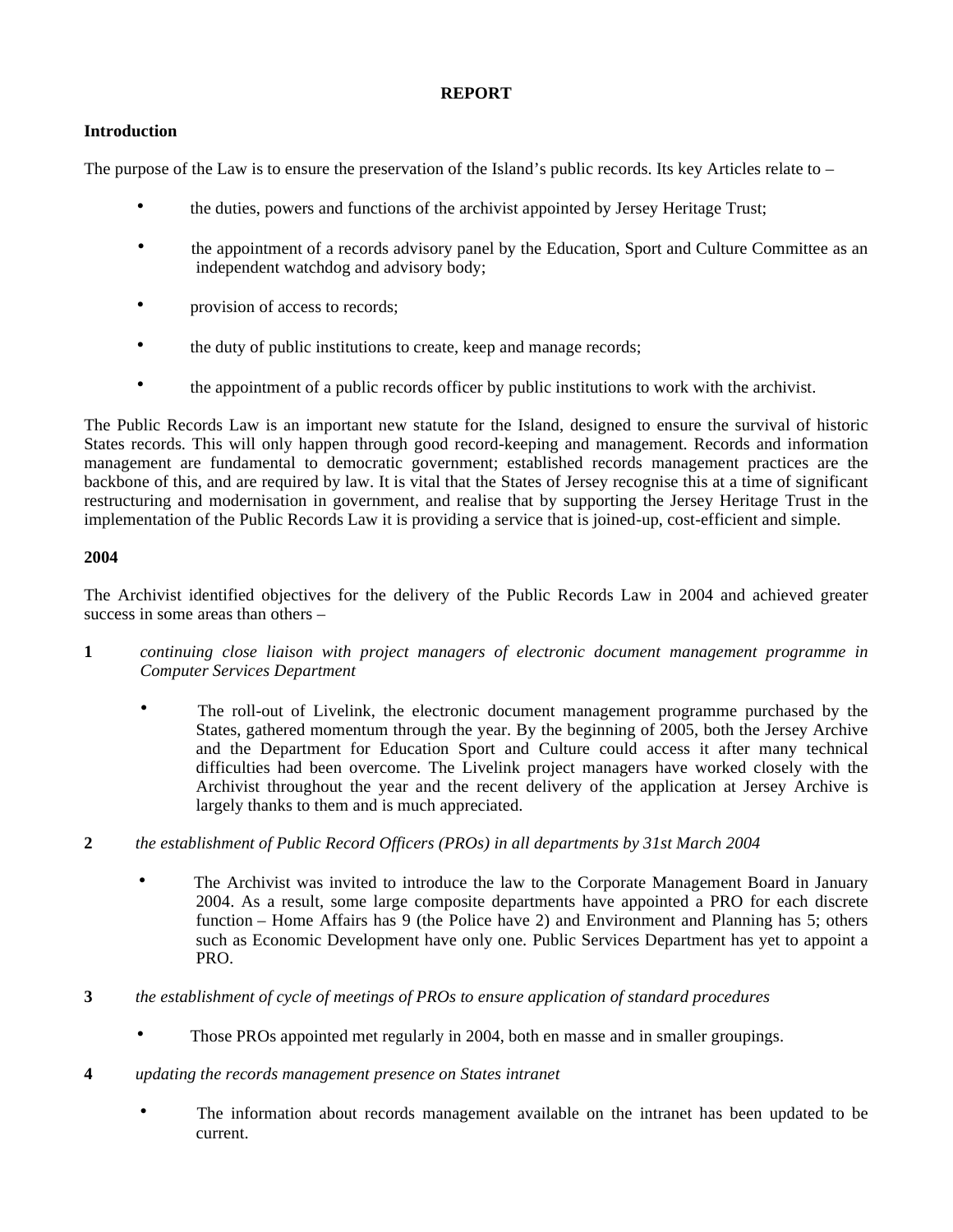**REPORT**

**Introduction**

The purpose of the Law is to ensure the preservation of the Island's public records. Its key Articles relate to –

- the duties, powers and functions of the archivist appointed by Jersey Heritage Trust;
- the appointment of a records advisory panel by the Education, Sport and Culture Committee as an independent watchdog and advisory body;
- provision of access to records;
- the duty of public institutions to create, keep and manage records;
- the appointment of a public records officer by public institutions to work with the archivist.

The Public Records Law is an important new statute for the Island, designed to ensure the survival of historic States records. This will only happen through good record-keeping and management. Records and information management are fundamental to democratic government; established records management practices are the backbone of this, and are required by law. It is vital that the States of Jersey recognise this at a time of significant restructuring and modernisation in government, and realise that by supporting the Jersey Heritage Trust in the implementation of the Public Records Law it is providing a service that is joined-up, cost-efficient and simple.

**2004**

The Archivist identified objectives for the delivery of the Public Records Law in 2004 and achieved greater success in some areas than others –

**1** *continuing close liaison with project managers of electronic document management programme in Computer Services Department*

- The roll-out of Livelink, the electronic document management programme purchased by the States, gathered momentum through the year. By the beginning of 2005, both the Jersey Archive and the Department for Education Sport and Culture could access it after many technical difficulties had been overcome. The Livelink project managers have worked closely with the Archivist throughout the year and the recent delivery of the application at Jersey Archive is largely thanks to them and is much appreciated.

**2** *the establishment of Public Record Officers (PROs) in all departments by 31st March 2004*

- The Archivist was invited to introduce the law to the Corporate Management Board in January 2004. As a result, some large composite departments have appointed a PRO for each discrete function – Home Affairs has 9 (the Police have 2) and Environment and Planning has 5; others such as Economic Development have only one. Public Services Department has yet to appoint a PRO.

**3** *the establishment of cycle of meetings of PROs to ensure application of standard procedures*

- Those PROs appointed met regularly in 2004, both en masse and in smaller groupings.

**4** *updating the records management presence on States intranet*

- The information about records management available on the intranet has been updated to be current.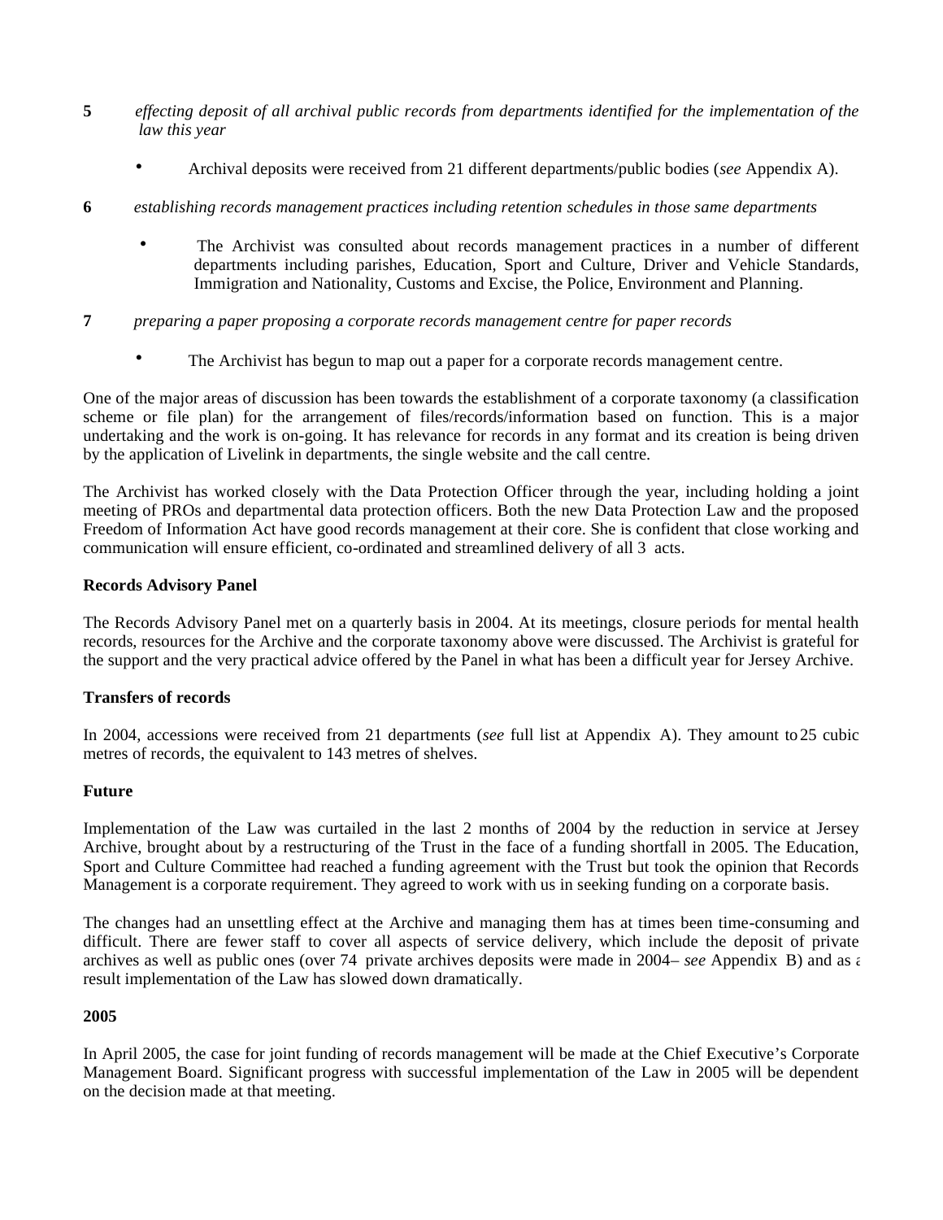**5** *effecting deposit of all archival public records from departments identified for the implementation of the law this year*

- Archival deposits were received from 21 different departments/public bodies (*see* Appendix A).

**6** *establishing records management practices including retention schedules in those same departments*

- The Archivist was consulted about records management practices in a number of different departments including parishes, Education, Sport and Culture, Driver and Vehicle Standards, Immigration and Nationality, Customs and Excise, the Police, Environment and Planning.

**7** *preparing a paper proposing a corporate records management centre for paper records*

- The Archivist has begun to map out a paper for a corporate records management centre.

One of the major areas of discussion has been towards the establishment of a corporate taxonomy (a classification scheme or file plan) for the arrangement of files/records/information based on function. This is a major undertaking and the work is on-going. It has relevance for records in any format and its creation is being driven by the application of Livelink in departments, the single website and the call centre.

The Archivist has worked closely with the Data Protection Officer through the year, including holding a joint meeting of PROs and departmental data protection officers. Both the new Data Protection Law and the proposed Freedom of Information Act have good records management at their core. She is confident that close working and communication will ensure efficient, co-ordinated and streamlined delivery of all 3 acts.

**Records Advisory Panel**

The Records Advisory Panel met on a quarterly basis in 2004. At its meetings, closure periods for mental health records, resources for the Archive and the corporate taxonomy above were discussed. The Archivist is grateful for the support and the very practical advice offered by the Panel in what has been a difficult year for Jersey Archive.

**Transfers of records**

In 2004, accessions were received from 21 departments (*see* full list at Appendix A). They amount to 25 cubic metres of records, the equivalent to 143 metres of shelves.

**Future**

Implementation of the Law was curtailed in the last 2 months of 2004 by the reduction in service at Jersey Archive, brought about by a restructuring of the Trust in the face of a funding shortfall in 2005. The Education, Sport and Culture Committee had reached a funding agreement with the Trust but took the opinion that Records Management is a corporate requirement. They agreed to work with us in seeking funding on a corporate basis.

The changes had an unsettling effect at the Archive and managing them has at times been time-consuming and difficult. There are fewer staff to cover all aspects of service delivery, which include the deposit of private archives as well as public ones (over 74 private archives deposits were made in 2004– *see* Appendix B) and as a result implementation of the Law has slowed down dramatically.

**2005**

In April 2005, the case for joint funding of records management will be made at the Chief Executive's Corporate Management Board. Significant progress with successful implementation of the Law in 2005 will be dependent on the decision made at that meeting.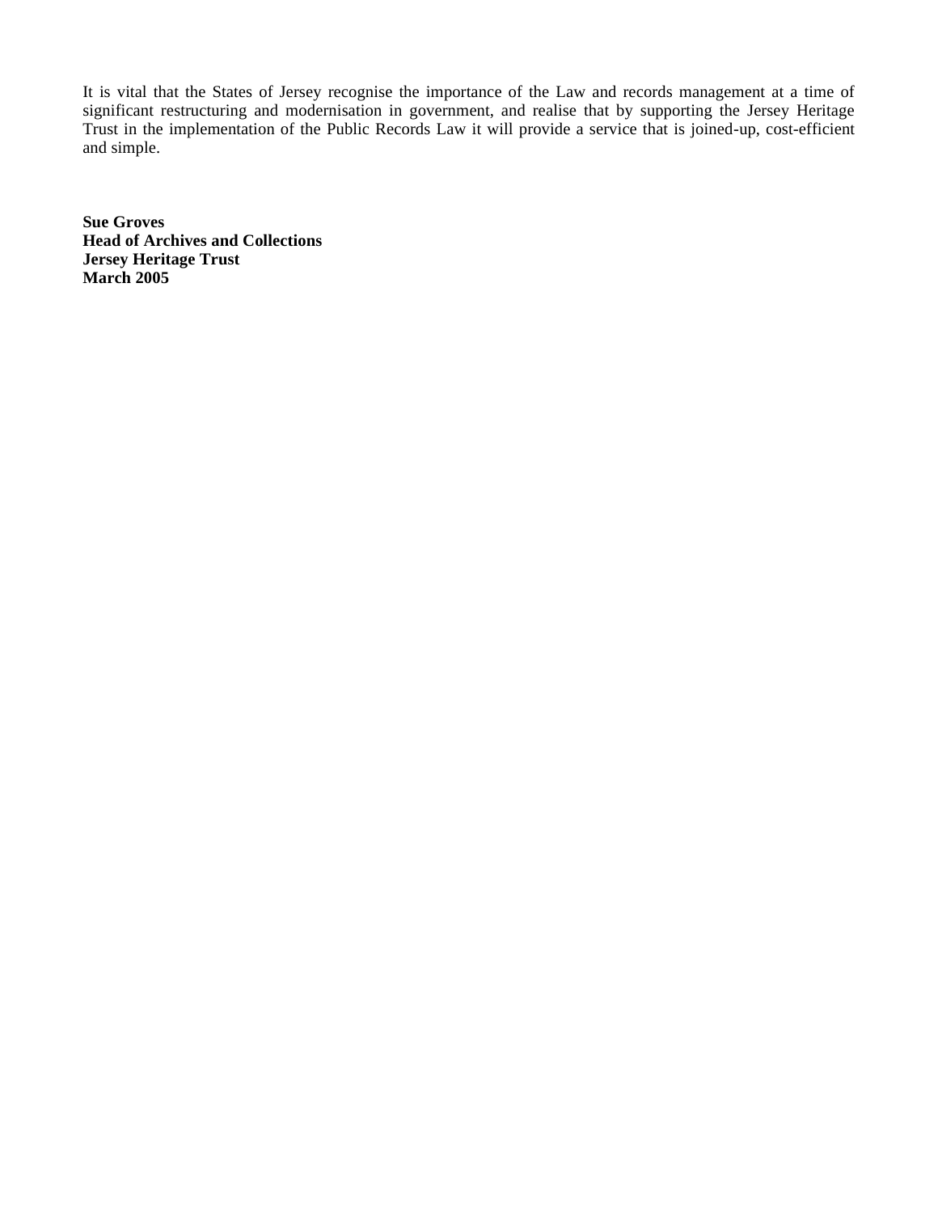It is vital that the States of Jersey recognise the importance of the Law and records management at a time of significant restructuring and modernisation in government, and realise that by supporting the Jersey Heritage Trust in the implementation of the Public Records Law it will provide a service that is joined-up, cost-efficient and simple.

**Sue Groves**  
**Head of Archives and Collections**  
**Jersey Heritage Trust**  
**March 2005**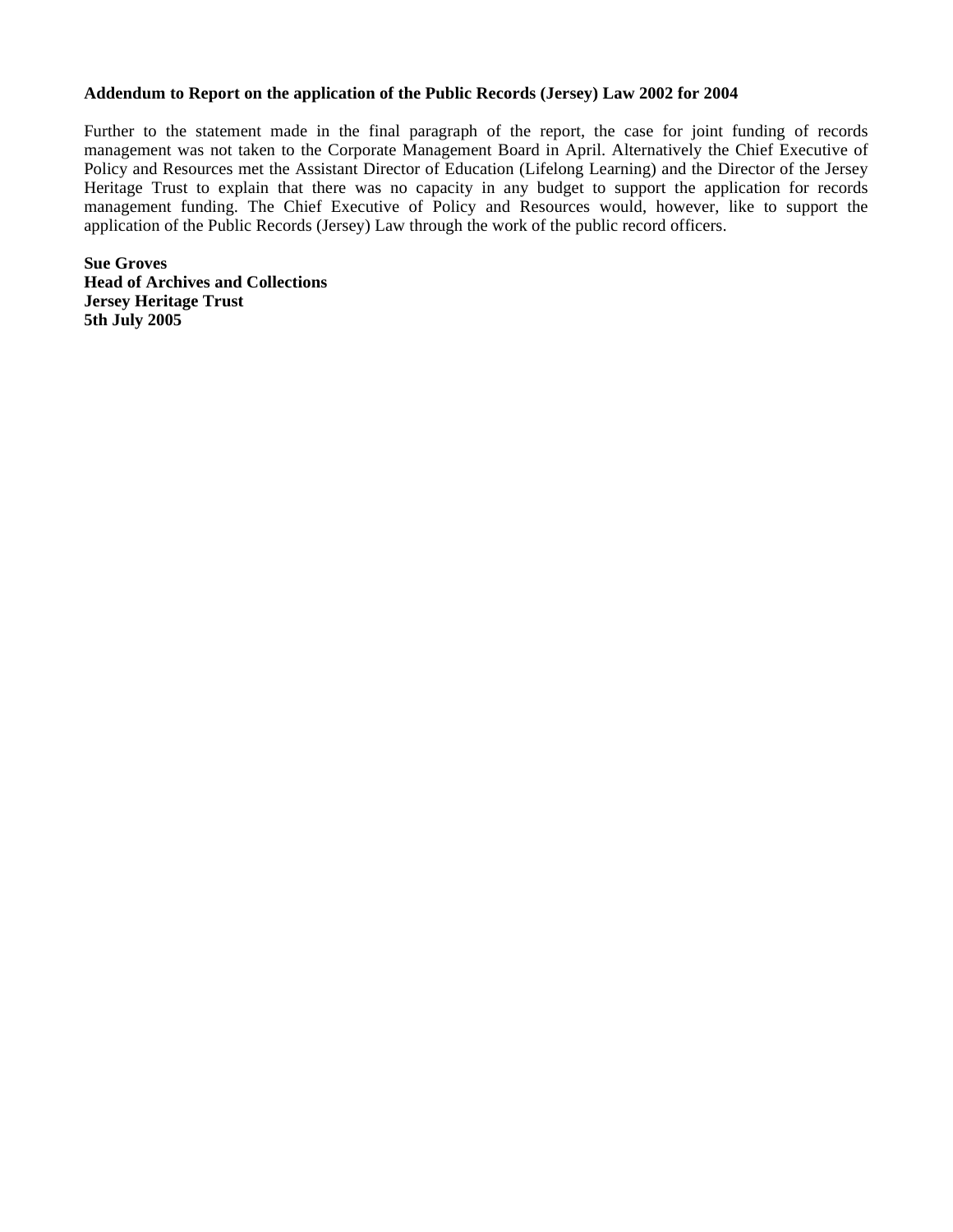**Addendum to Report on the application of the Public Records (Jersey) Law 2002 for 2004**

Further to the statement made in the final paragraph of the report, the case for joint funding of records management was not taken to the Corporate Management Board in April. Alternatively the Chief Executive of Policy and Resources met the Assistant Director of Education (Lifelong Learning) and the Director of the Jersey Heritage Trust to explain that there was no capacity in any budget to support the application for records management funding. The Chief Executive of Policy and Resources would, however, like to support the application of the Public Records (Jersey) Law through the work of the public record officers.

**Sue Groves**
**Head of Archives and Collections**
**Jersey Heritage Trust**
**5th July 2005**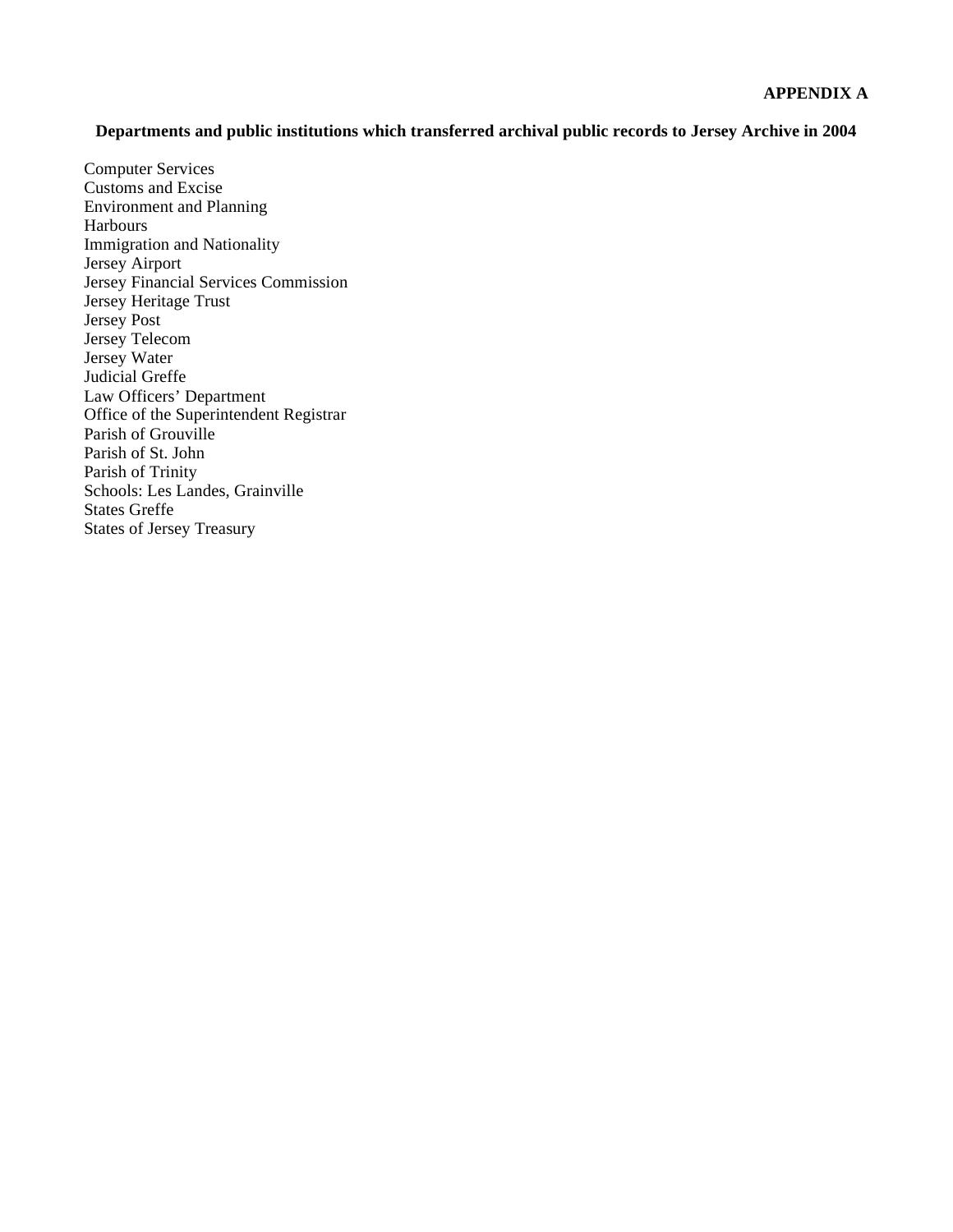**APPENDIX A**

**Departments and public institutions which transferred archival public records to Jersey Archive in 2004**

Computer Services
Customs and Excise
Environment and Planning
Harbours
Immigration and Nationality
Jersey Airport
Jersey Financial Services Commission
Jersey Heritage Trust
Jersey Post
Jersey Telecom
Jersey Water
Judicial Greffe
Law Officers' Department
Office of the Superintendent Registrar
Parish of Grouville
Parish of St. John
Parish of Trinity
Schools: Les Landes, Grainville
States Greffe
States of Jersey Treasury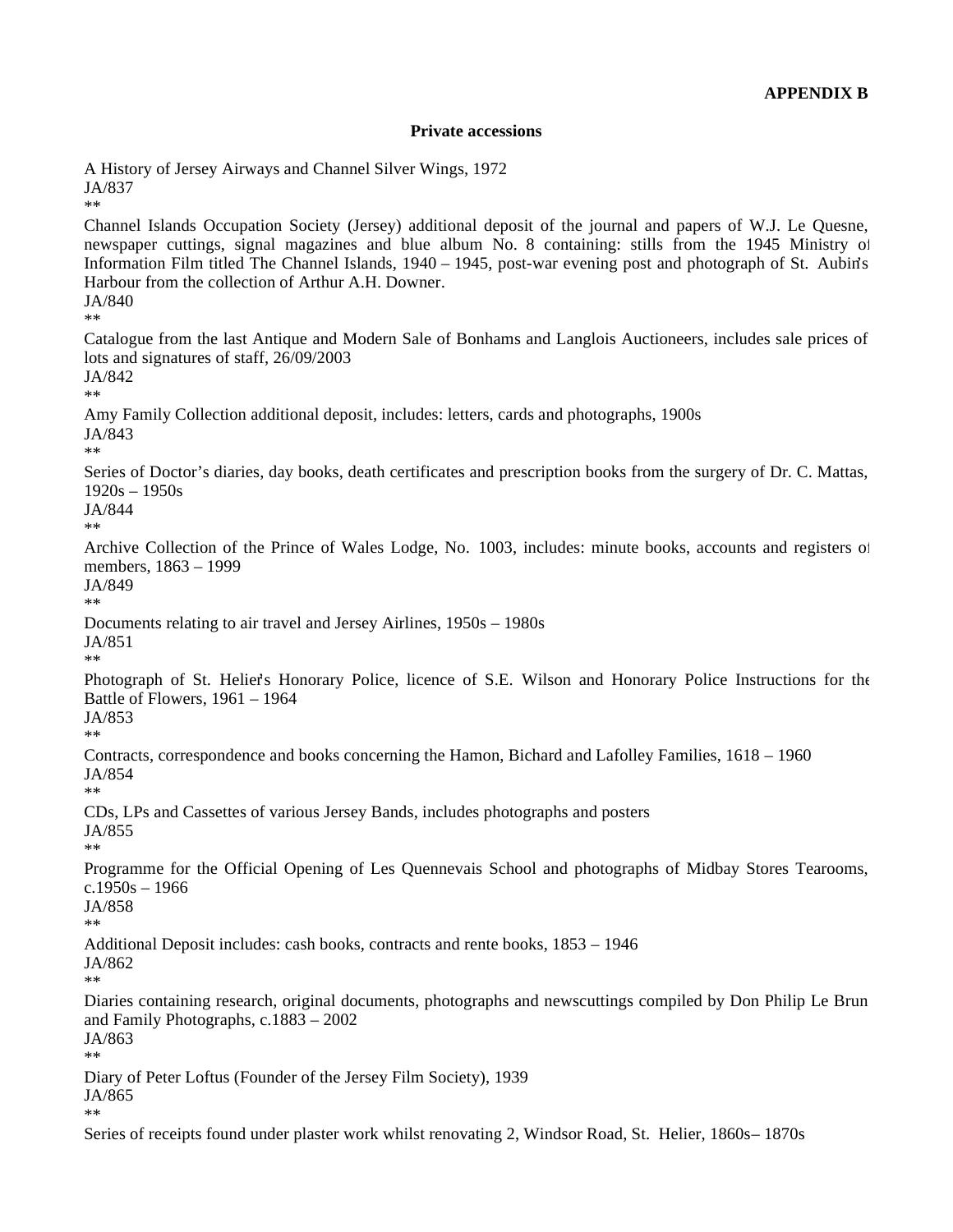**APPENDIX B**

**Private accessions**

A History of Jersey Airways and Channel Silver Wings, 1972
JA/837
**
Channel Islands Occupation Society (Jersey) additional deposit of the journal and papers of W.J. Le Quesne, newspaper cuttings, signal magazines and blue album No. 8 containing: stills from the 1945 Ministry of Information Film titled The Channel Islands, 1940 – 1945, post-war evening post and photograph of St. Aubin's Harbour from the collection of Arthur A.H. Downer.
JA/840
**
Catalogue from the last Antique and Modern Sale of Bonhams and Langlois Auctioneers, includes sale prices of lots and signatures of staff, 26/09/2003
JA/842
**
Amy Family Collection additional deposit, includes: letters, cards and photographs, 1900s
JA/843
**
Series of Doctor's diaries, day books, death certificates and prescription books from the surgery of Dr. C. Mattas, 1920s – 1950s
JA/844
**
Archive Collection of the Prince of Wales Lodge, No. 1003, includes: minute books, accounts and registers of members, 1863 – 1999
JA/849
**
Documents relating to air travel and Jersey Airlines, 1950s – 1980s
JA/851
**
Photograph of St. Helier's Honorary Police, licence of S.E. Wilson and Honorary Police Instructions for the Battle of Flowers, 1961 – 1964
JA/853
**
Contracts, correspondence and books concerning the Hamon, Bichard and Lafolley Families, 1618 – 1960
JA/854
**
CDs, LPs and Cassettes of various Jersey Bands, includes photographs and posters
JA/855
**
Programme for the Official Opening of Les Quennevais School and photographs of Midbay Stores Tearooms, c.1950s – 1966
JA/858
**
Additional Deposit includes: cash books, contracts and rente books, 1853 – 1946
JA/862
**
Diaries containing research, original documents, photographs and newscuttings compiled by Don Philip Le Brun and Family Photographs, c.1883 – 2002
JA/863
**
Diary of Peter Loftus (Founder of the Jersey Film Society), 1939
JA/865
**
Series of receipts found under plaster work whilst renovating 2, Windsor Road, St. Helier, 1860s– 1870s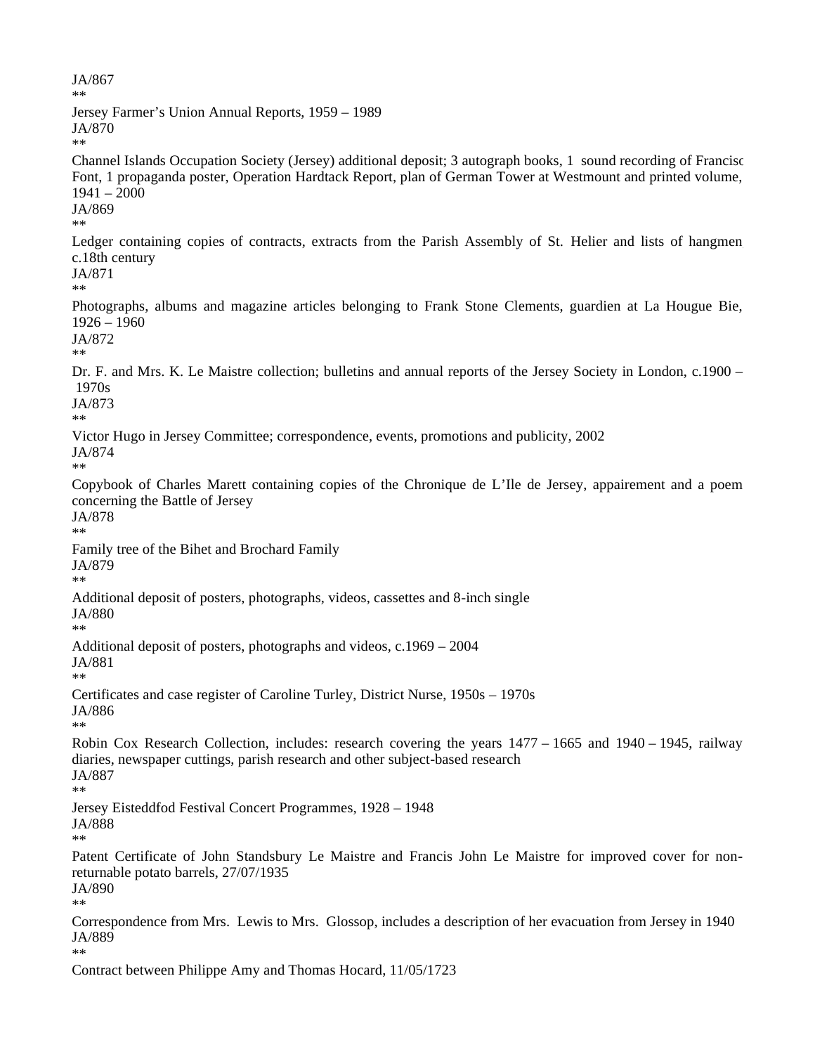JA/867

**

Jersey Farmer's Union Annual Reports, 1959 – 1989

JA/870

**

Channel Islands Occupation Society (Jersey) additional deposit; 3 autograph books, 1 sound recording of Francisco Font, 1 propaganda poster, Operation Hardtack Report, plan of German Tower at Westmount and printed volume, 1941 – 2000

JA/869

**

Ledger containing copies of contracts, extracts from the Parish Assembly of St. Helier and lists of hangmen, c.18th century

JA/871

**

Photographs, albums and magazine articles belonging to Frank Stone Clements, guardien at La Hougue Bie, 1926 – 1960

JA/872

**

Dr. F. and Mrs. K. Le Maistre collection; bulletins and annual reports of the Jersey Society in London, c.1900 – 1970s

JA/873

**

Victor Hugo in Jersey Committee; correspondence, events, promotions and publicity, 2002

JA/874

**

Copybook of Charles Marett containing copies of the Chronique de L'Ile de Jersey, appairement and a poem concerning the Battle of Jersey

JA/878

**

Family tree of the Bihet and Brochard Family

JA/879

**

Additional deposit of posters, photographs, videos, cassettes and 8-inch single

JA/880

**

Additional deposit of posters, photographs and videos, c.1969 – 2004

JA/881

**

Certificates and case register of Caroline Turley, District Nurse, 1950s – 1970s

JA/886

**

Robin Cox Research Collection, includes: research covering the years 1477 – 1665 and 1940 – 1945, railway diaries, newspaper cuttings, parish research and other subject-based research

JA/887

**

Jersey Eisteddfod Festival Concert Programmes, 1928 – 1948

JA/888

**

Patent Certificate of John Standsbury Le Maistre and Francis John Le Maistre for improved cover for non-returnable potato barrels, 27/07/1935

JA/890

**

Correspondence from Mrs. Lewis to Mrs. Glossop, includes a description of her evacuation from Jersey in 1940

JA/889

**

Contract between Philippe Amy and Thomas Hocard, 11/05/1723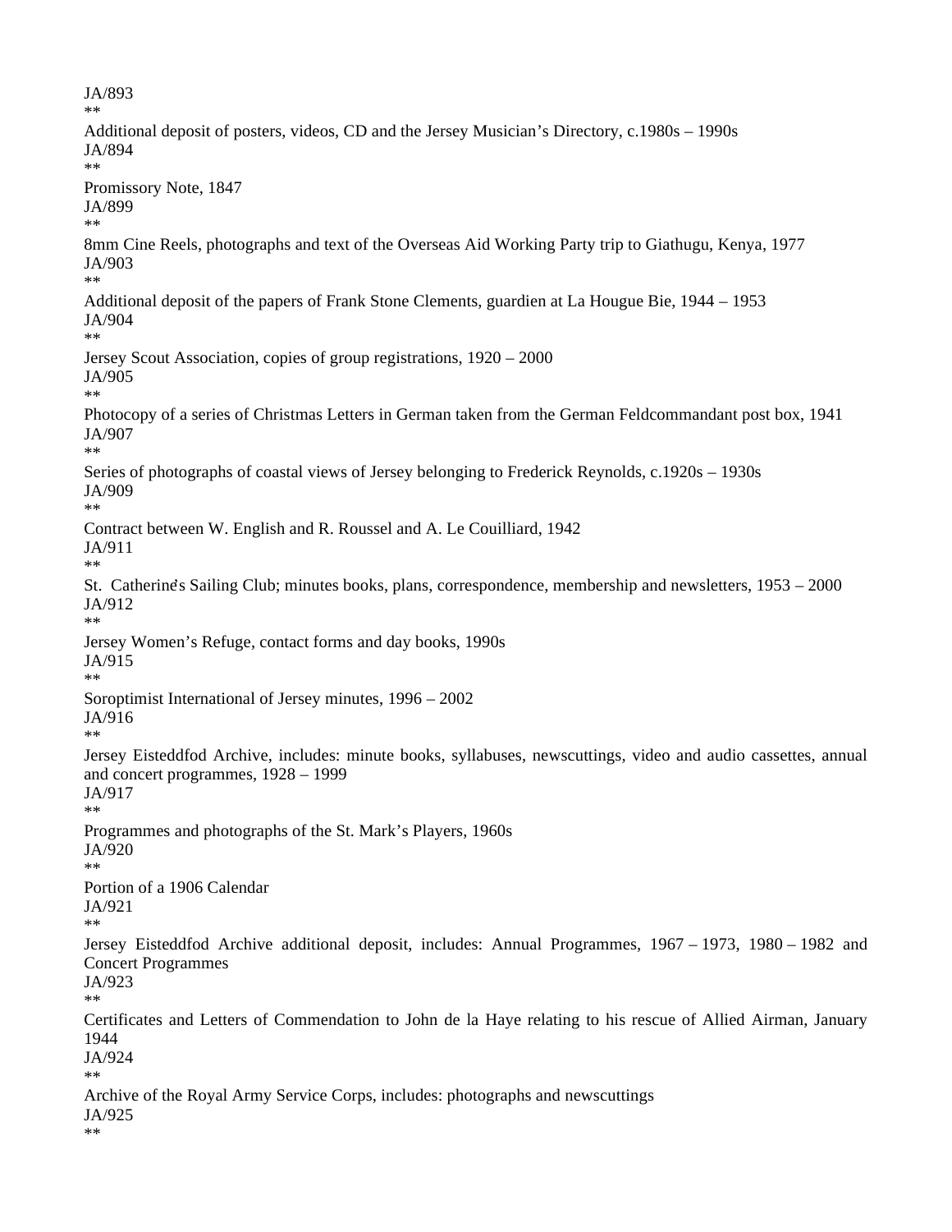JA/893
**
Additional deposit of posters, videos, CD and the Jersey Musician's Directory, c.1980s – 1990s
JA/894
**
Promissory Note, 1847
JA/899
**
8mm Cine Reels, photographs and text of the Overseas Aid Working Party trip to Giathugu, Kenya, 1977
JA/903
**
Additional deposit of the papers of Frank Stone Clements, guardien at La Hougue Bie, 1944 – 1953
JA/904
**
Jersey Scout Association, copies of group registrations, 1920 – 2000
JA/905
**
Photocopy of a series of Christmas Letters in German taken from the German Feldcommandant post box, 1941
JA/907
**
Series of photographs of coastal views of Jersey belonging to Frederick Reynolds, c.1920s – 1930s
JA/909
**
Contract between W. English and R. Roussel and A. Le Couilliard, 1942
JA/911
**
St. Catherine's Sailing Club; minutes books, plans, correspondence, membership and newsletters, 1953 – 2000
JA/912
**
Jersey Women's Refuge, contact forms and day books, 1990s
JA/915
**
Soroptimist International of Jersey minutes, 1996 – 2002
JA/916
**
Jersey Eisteddfod Archive, includes: minute books, syllabuses, newscuttings, video and audio cassettes, annual and concert programmes, 1928 – 1999
JA/917
**
Programmes and photographs of the St. Mark's Players, 1960s
JA/920
**
Portion of a 1906 Calendar
JA/921
**
Jersey Eisteddfod Archive additional deposit, includes: Annual Programmes, 1967 – 1973, 1980 – 1982 and Concert Programmes
JA/923
**
Certificates and Letters of Commendation to John de la Haye relating to his rescue of Allied Airman, January 1944
JA/924
**
Archive of the Royal Army Service Corps, includes: photographs and newscuttings
JA/925
**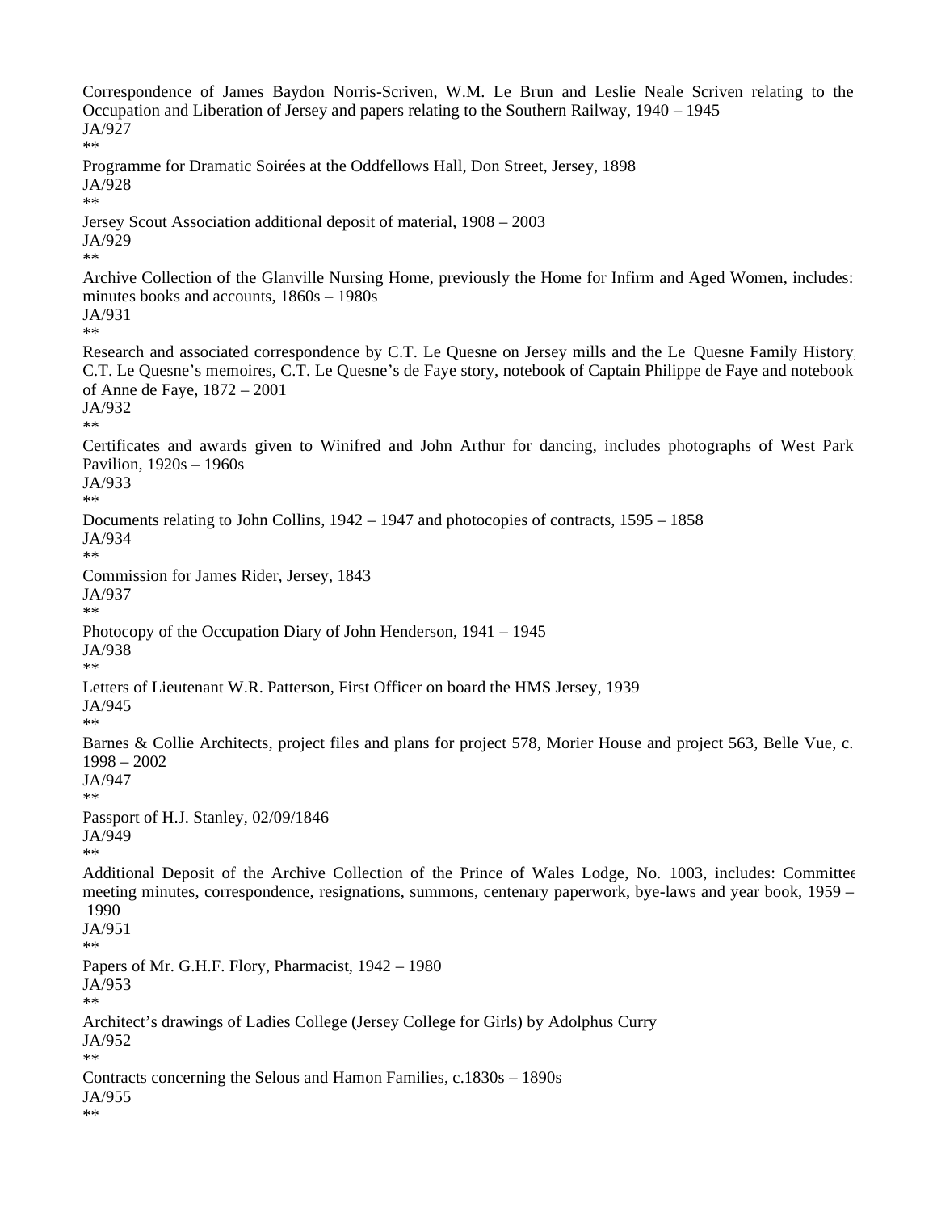Correspondence of James Baydon Norris-Scriven, W.M. Le Brun and Leslie Neale Scriven relating to the Occupation and Liberation of Jersey and papers relating to the Southern Railway, 1940 – 1945
JA/927
**
Programme for Dramatic Soirées at the Oddfellows Hall, Don Street, Jersey, 1898
JA/928
**
Jersey Scout Association additional deposit of material, 1908 – 2003
JA/929
**
Archive Collection of the Glanville Nursing Home, previously the Home for Infirm and Aged Women, includes: minutes books and accounts, 1860s – 1980s
JA/931
**
Research and associated correspondence by C.T. Le Quesne on Jersey mills and the Le Quesne Family History, C.T. Le Quesne's memoires, C.T. Le Quesne's de Faye story, notebook of Captain Philippe de Faye and notebook of Anne de Faye, 1872 – 2001
JA/932
**
Certificates and awards given to Winifred and John Arthur for dancing, includes photographs of West Park Pavilion, 1920s – 1960s
JA/933
**
Documents relating to John Collins, 1942 – 1947 and photocopies of contracts, 1595 – 1858
JA/934
**
Commission for James Rider, Jersey, 1843
JA/937
**
Photocopy of the Occupation Diary of John Henderson, 1941 – 1945
JA/938
**
Letters of Lieutenant W.R. Patterson, First Officer on board the HMS Jersey, 1939
JA/945
**
Barnes & Collie Architects, project files and plans for project 578, Morier House and project 563, Belle Vue, c. 1998 – 2002
JA/947
**
Passport of H.J. Stanley, 02/09/1846
JA/949
**
Additional Deposit of the Archive Collection of the Prince of Wales Lodge, No. 1003, includes: Committee meeting minutes, correspondence, resignations, summons, centenary paperwork, bye-laws and year book, 1959 – 1990
JA/951
**
Papers of Mr. G.H.F. Flory, Pharmacist, 1942 – 1980
JA/953
**
Architect's drawings of Ladies College (Jersey College for Girls) by Adolphus Curry
JA/952
**
Contracts concerning the Selous and Hamon Families, c.1830s – 1890s
JA/955
**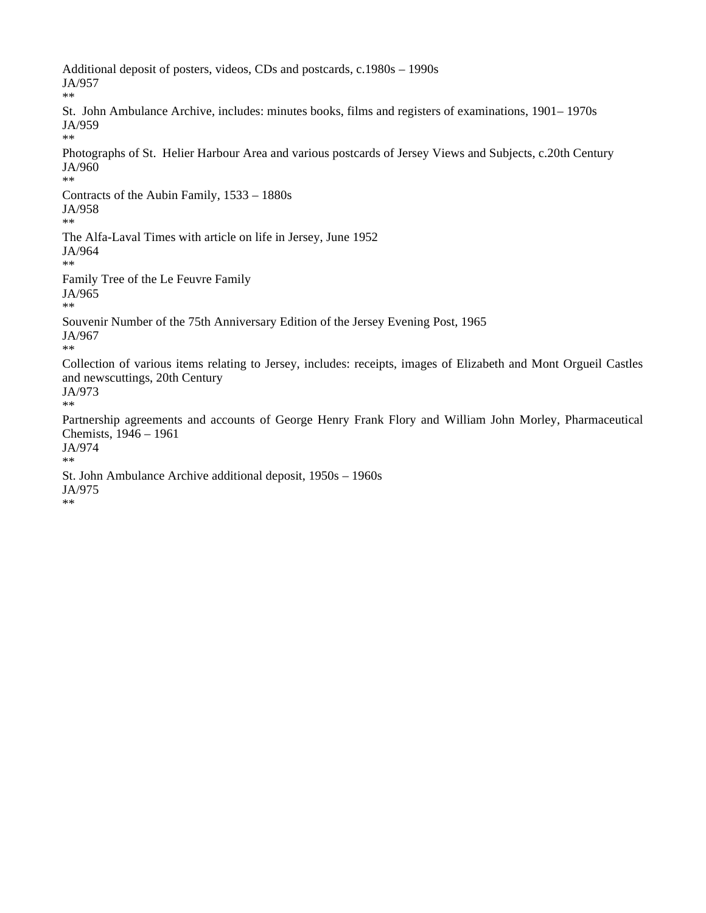Additional deposit of posters, videos, CDs and postcards, c.1980s – 1990s
JA/957
**
St. John Ambulance Archive, includes: minutes books, films and registers of examinations, 1901– 1970s
JA/959
**
Photographs of St. Helier Harbour Area and various postcards of Jersey Views and Subjects, c.20th Century
JA/960
**
Contracts of the Aubin Family, 1533 – 1880s
JA/958
**
The Alfa-Laval Times with article on life in Jersey, June 1952
JA/964
**
Family Tree of the Le Feuvre Family
JA/965
**
Souvenir Number of the 75th Anniversary Edition of the Jersey Evening Post, 1965
JA/967
**
Collection of various items relating to Jersey, includes: receipts, images of Elizabeth and Mont Orgueil Castles and newscuttings, 20th Century
JA/973
**
Partnership agreements and accounts of George Henry Frank Flory and William John Morley, Pharmaceutical Chemists, 1946 – 1961
JA/974
**
St. John Ambulance Archive additional deposit, 1950s – 1960s
JA/975
**